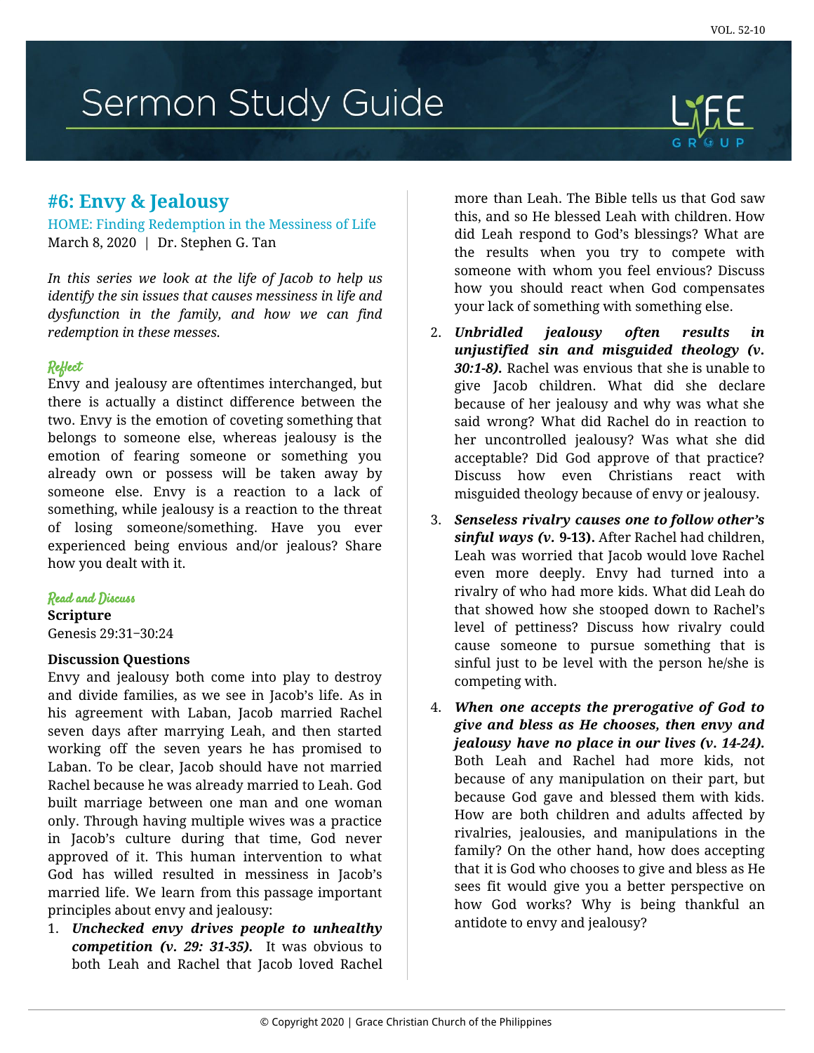# Sermon Study Guide

## #6: Envy & Jealousy

HOME: Finding Redemption in the Messiness of Life
March 8, 2020 | Dr. Stephen G. Tan

*In this series we look at the life of Jacob to help us identify the sin issues that causes messiness in life and dysfunction in the family, and how we can find redemption in these messes.*

### Reflect

Envy and jealousy are oftentimes interchanged, but there is actually a distinct difference between the two. Envy is the emotion of coveting something that belongs to someone else, whereas jealousy is the emotion of fearing someone or something you already own or possess will be taken away by someone else. Envy is a reaction to a lack of something, while jealousy is a reaction to the threat of losing someone/something. Have you ever experienced being envious and/or jealous? Share how you dealt with it.

### Read and Discuss

**Scripture**
Genesis 29:31–30:24

**Discussion Questions**

Envy and jealousy both come into play to destroy and divide families, as we see in Jacob's life. As in his agreement with Laban, Jacob married Rachel seven days after marrying Leah, and then started working off the seven years he has promised to Laban. To be clear, Jacob should have not married Rachel because he was already married to Leah. God built marriage between one man and one woman only. Through having multiple wives was a practice in Jacob's culture during that time, God never approved of it. This human intervention to what God has willed resulted in messiness in Jacob's married life. We learn from this passage important principles about envy and jealousy:

1. ***Unchecked envy drives people to unhealthy competition (v. 29: 31-35).*** It was obvious to both Leah and Rachel that Jacob loved Rachel more than Leah. The Bible tells us that God saw this, and so He blessed Leah with children. How did Leah respond to God's blessings? What are the results when you try to compete with someone with whom you feel envious? Discuss how you should react when God compensates your lack of something with something else.

2. ***Unbridled jealousy often results in unjustified sin and misguided theology (v. 30:1-8).*** Rachel was envious that she is unable to give Jacob children. What did she declare because of her jealousy and why was what she said wrong? What did Rachel do in reaction to her uncontrolled jealousy? Was what she did acceptable? Did God approve of that practice? Discuss how even Christians react with misguided theology because of envy or jealousy.

3. ***Senseless rivalry causes one to follow other's sinful ways (v. 9-13).*** After Rachel had children, Leah was worried that Jacob would love Rachel even more deeply. Envy had turned into a rivalry of who had more kids. What did Leah do that showed how she stooped down to Rachel's level of pettiness? Discuss how rivalry could cause someone to pursue something that is sinful just to be level with the person he/she is competing with.

4. ***When one accepts the prerogative of God to give and bless as He chooses, then envy and jealousy have no place in our lives (v. 14-24).*** Both Leah and Rachel had more kids, not because of any manipulation on their part, but because God gave and blessed them with kids. How are both children and adults affected by rivalries, jealousies, and manipulations in the family? On the other hand, how does accepting that it is God who chooses to give and bless as He sees fit would give you a better perspective on how God works? Why is being thankful an antidote to envy and jealousy?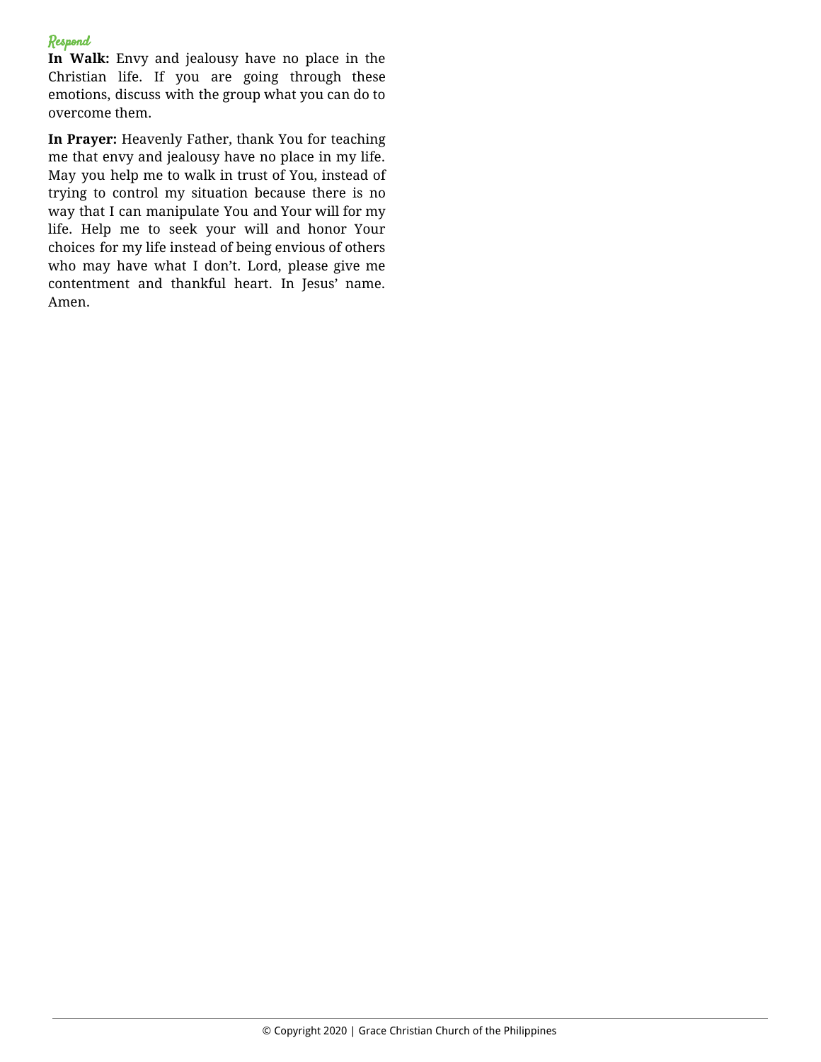### Respond

**In Walk:** Envy and jealousy have no place in the Christian life. If you are going through these emotions, discuss with the group what you can do to overcome them.

**In Prayer:** Heavenly Father, thank You for teaching me that envy and jealousy have no place in my life. May you help me to walk in trust of You, instead of trying to control my situation because there is no way that I can manipulate You and Your will for my life. Help me to seek your will and honor Your choices for my life instead of being envious of others who may have what I don't. Lord, please give me contentment and thankful heart. In Jesus' name. Amen.